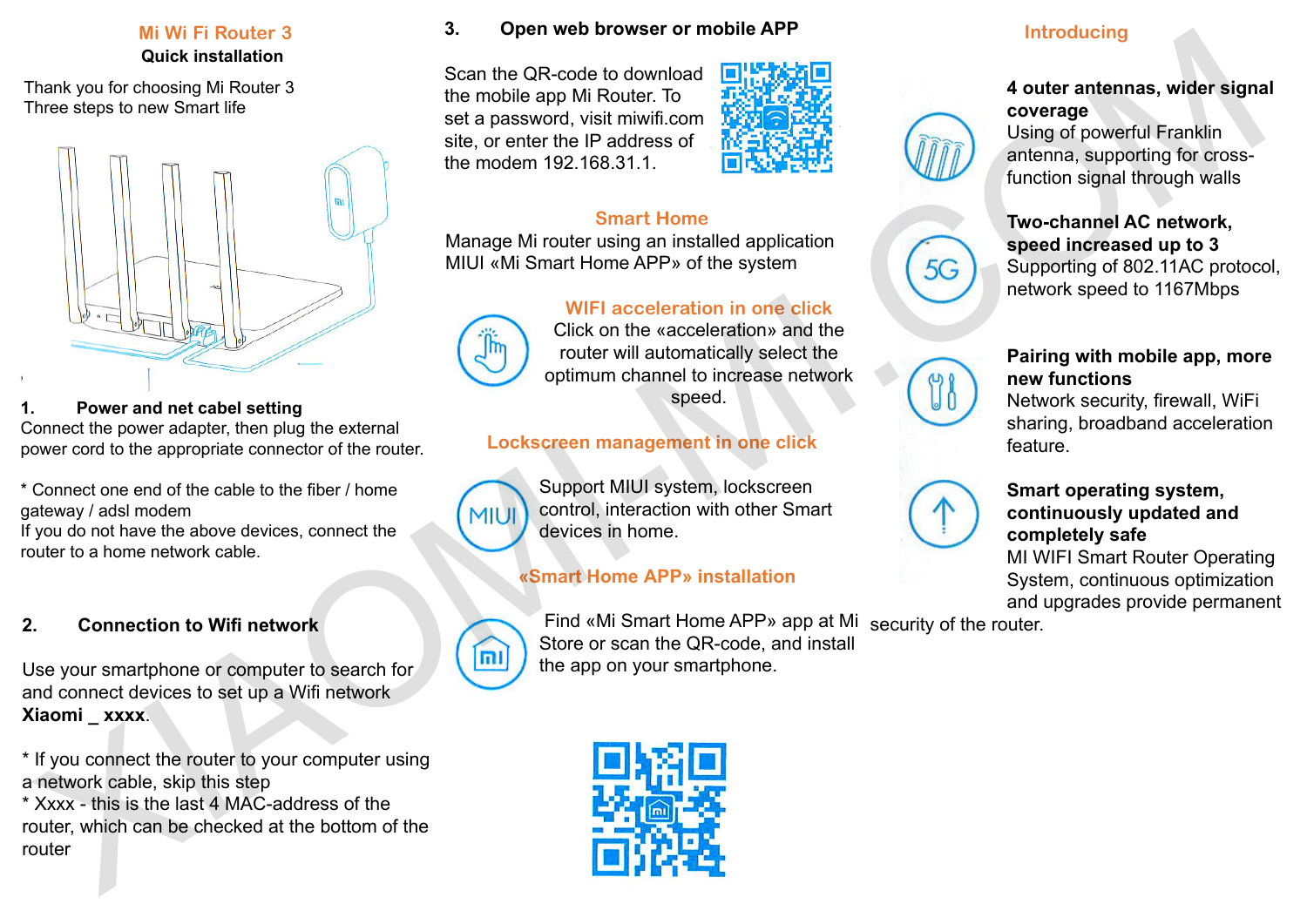# Mi Wi Fi Router 3

**Quick installation**

Thank you for choosing Mi Router 3
Three steps to new Smart life

## 1. Power and net cabel setting

Connect the power adapter, then plug the external power cord to the appropriate connector of the router.

* Connect one end of the cable to the fiber / home gateway / adsl modem
If you do not have the above devices, connect the router to a home network cable.

## 2. Connection to Wifi network

Use your smartphone or computer to search for and connect devices to set up a Wifi network **Xiaomi _ xxxx**.

* If you connect the router to your computer using a network cable, skip this step
* Xxxx - this is the last 4 MAC-address of the router, which can be checked at the bottom of the router

## 3. Open web browser or mobile APP

Scan the QR-code to download the mobile app Mi Router. To set a password, visit miwifi.com site, or enter the IP address of the modem 192.168.31.1.

### Smart Home

Manage Mi router using an installed application MIUI «Mi Smart Home APP» of the system

### WIFI acceleration in one click

Click on the «acceleration» and the router will automatically select the optimum channel to increase network speed.

### Lockscreen management in one click

Support MIUI system, lockscreen control, interaction with other Smart devices in home.

### «Smart Home APP» installation

Find «Mi Smart Home APP» app at Mi Store or scan the QR-code, and install the app on your smartphone.

## Introducing

**4 outer antennas, wider signal coverage**
Using of powerful Franklin antenna, supporting for cross-function signal through walls

**Two-channel AC network, speed increased up to 3**
Supporting of 802.11AC protocol, network speed to 1167Mbps

**Pairing with mobile app, more new functions**
Network security, firewall, WiFi sharing, broadband acceleration feature.

**Smart operating system, continuously updated and completely safe**
MI WIFI Smart Router Operating System, continuous optimization and upgrades provide permanent security of the router.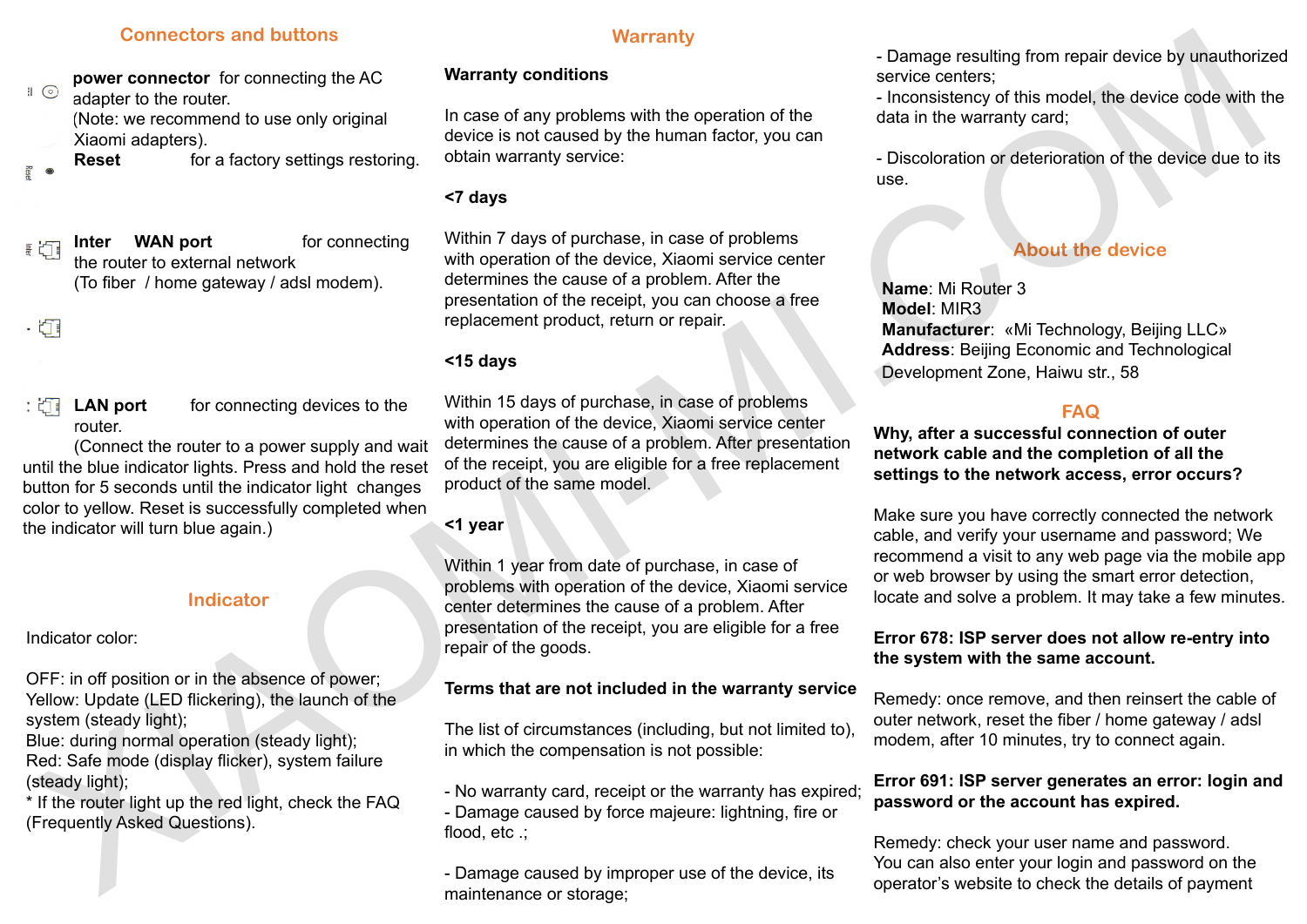## Connectors and buttons

**power connector** for connecting the AC adapter to the router.
(Note: we recommend to use only original Xiaomi adapters).

**Reset** for a factory settings restoring.

**Inter WAN port** for connecting the router to external network
(To fiber / home gateway / adsl modem).

**LAN port** for connecting devices to the router.
(Connect the router to a power supply and wait until the blue indicator lights. Press and hold the reset button for 5 seconds until the indicator light changes color to yellow. Reset is successfully completed when the indicator will turn blue again.)

## Indicator

Indicator color:

OFF: in off position or in the absence of power;
Yellow: Update (LED flickering), the launch of the system (steady light);
Blue: during normal operation (steady light);
Red: Safe mode (display flicker), system failure (steady light);
* If the router light up the red light, check the FAQ (Frequently Asked Questions).

## Warranty

**Warranty conditions**

In case of any problems with the operation of the device is not caused by the human factor, you can obtain warranty service:

**<7 days**

Within 7 days of purchase, in case of problems with operation of the device, Xiaomi service center determines the cause of a problem. After the presentation of the receipt, you can choose a free replacement product, return or repair.

**<15 days**

Within 15 days of purchase, in case of problems with operation of the device, Xiaomi service center determines the cause of a problem. After presentation of the receipt, you are eligible for a free replacement product of the same model.

**<1 year**

Within 1 year from date of purchase, in case of problems with operation of the device, Xiaomi service center determines the cause of a problem. After presentation of the receipt, you are eligible for a free repair of the goods.

**Terms that are not included in the warranty service**

The list of circumstances (including, but not limited to), in which the compensation is not possible:

- No warranty card, receipt or the warranty has expired;
- Damage caused by force majeure: lightning, fire or flood, etc .;

- Damage caused by improper use of the device, its maintenance or storage;
- Damage resulting from repair device by unauthorized service centers;
- Inconsistency of this model, the device code with the data in the warranty card;

- Discoloration or deterioration of the device due to its use.

## About the device

**Name**: Mi Router 3
**Model**: MIR3
**Manufacturer**: «Mi Technology, Beijing LLC»
**Address**: Beijing Economic and Technological Development Zone, Haiwu str., 58

## FAQ

**Why, after a successful connection of outer network cable and the completion of all the settings to the network access, error occurs?**

Make sure you have correctly connected the network cable, and verify your username and password; We recommend a visit to any web page via the mobile app or web browser by using the smart error detection, locate and solve a problem. It may take a few minutes.

**Error 678: ISP server does not allow re-entry into the system with the same account.**

Remedy: once remove, and then reinsert the cable of outer network, reset the fiber / home gateway / adsl modem, after 10 minutes, try to connect again.

**Error 691: ISP server generates an error: login and password or the account has expired.**

Remedy: check your user name and password.
You can also enter your login and password on the operator's website to check the details of payment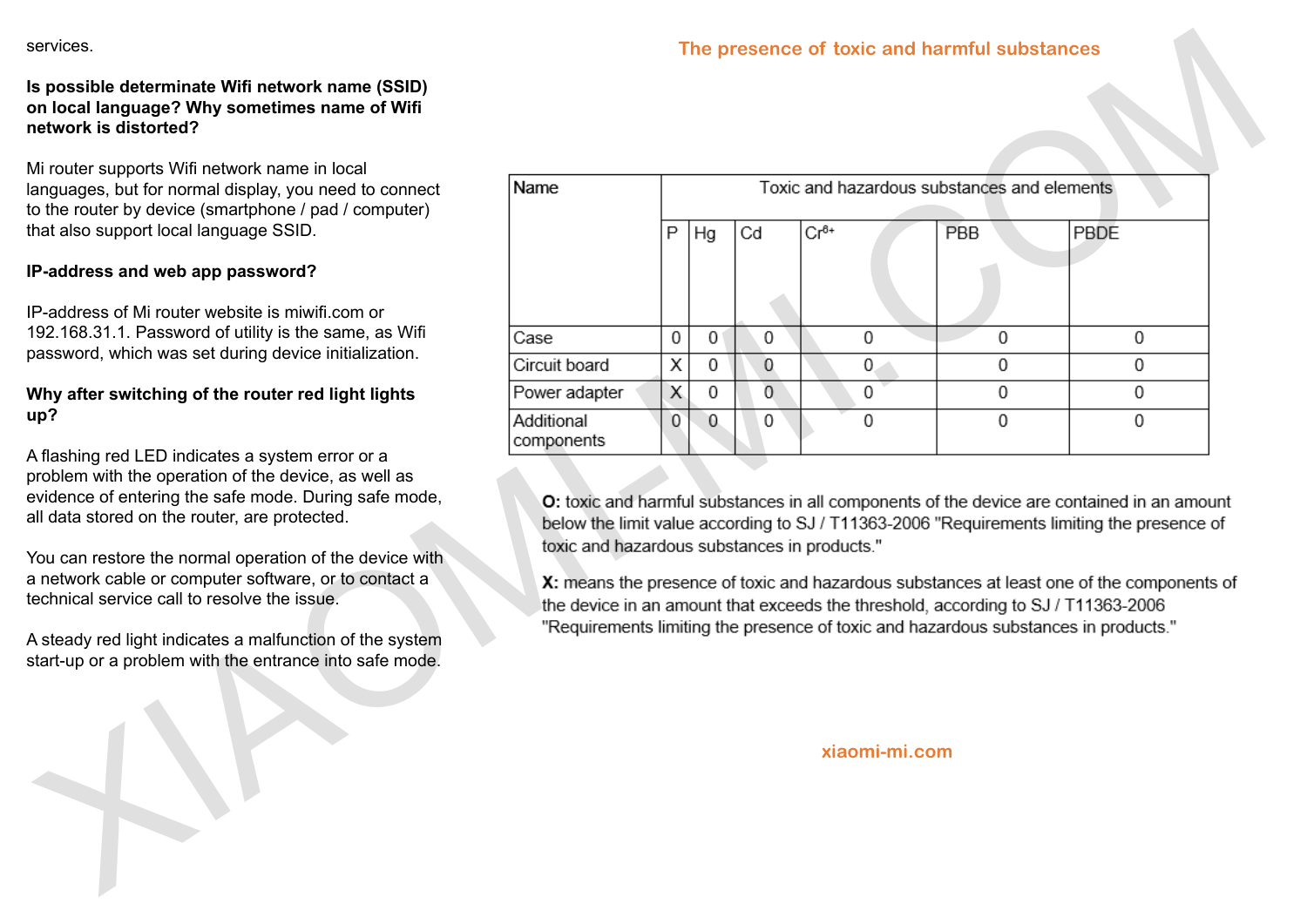services.

**Is possible determinate Wifi network name (SSID) on local language? Why sometimes name of Wifi network is distorted?**

Mi router supports Wifi network name in local languages, but for normal display, you need to connect to the router by device (smartphone / pad / computer) that also support local language SSID.

**IP-address and web app password?**

IP-address of Mi router website is miwifi.com or 192.168.31.1. Password of utility is the same, as Wifi password, which was set during device initialization.

**Why after switching of the router red light lights up?**

A flashing red LED indicates a system error or a problem with the operation of the device, as well as evidence of entering the safe mode. During safe mode, all data stored on the router, are protected.

You can restore the normal operation of the device with a network cable or computer software, or to contact a technical service call to resolve the issue.

A steady red light indicates a malfunction of the system start-up or a problem with the entrance into safe mode.

## The presence of toxic and harmful substances

| Name | Toxic and hazardous substances and elements | | | | | |
|---|---|---|---|---|---|---|
| | P | Hg | Cd | $Cr^{6+}$ | PBB | PBDE |
| Case | 0 | 0 | 0 | 0 | 0 | 0 |
| Circuit board | X | 0 | 0 | 0 | 0 | 0 |
| Power adapter | X | 0 | 0 | 0 | 0 | 0 |
| Additional components | 0 | 0 | 0 | 0 | 0 | 0 |

**O:** toxic and harmful substances in all components of the device are contained in an amount below the limit value according to SJ / T11363-2006 "Requirements limiting the presence of toxic and hazardous substances in products."

**X:** means the presence of toxic and hazardous substances at least one of the components of the device in an amount that exceeds the threshold, according to SJ / T11363-2006 "Requirements limiting the presence of toxic and hazardous substances in products."

xiaomi-mi.com